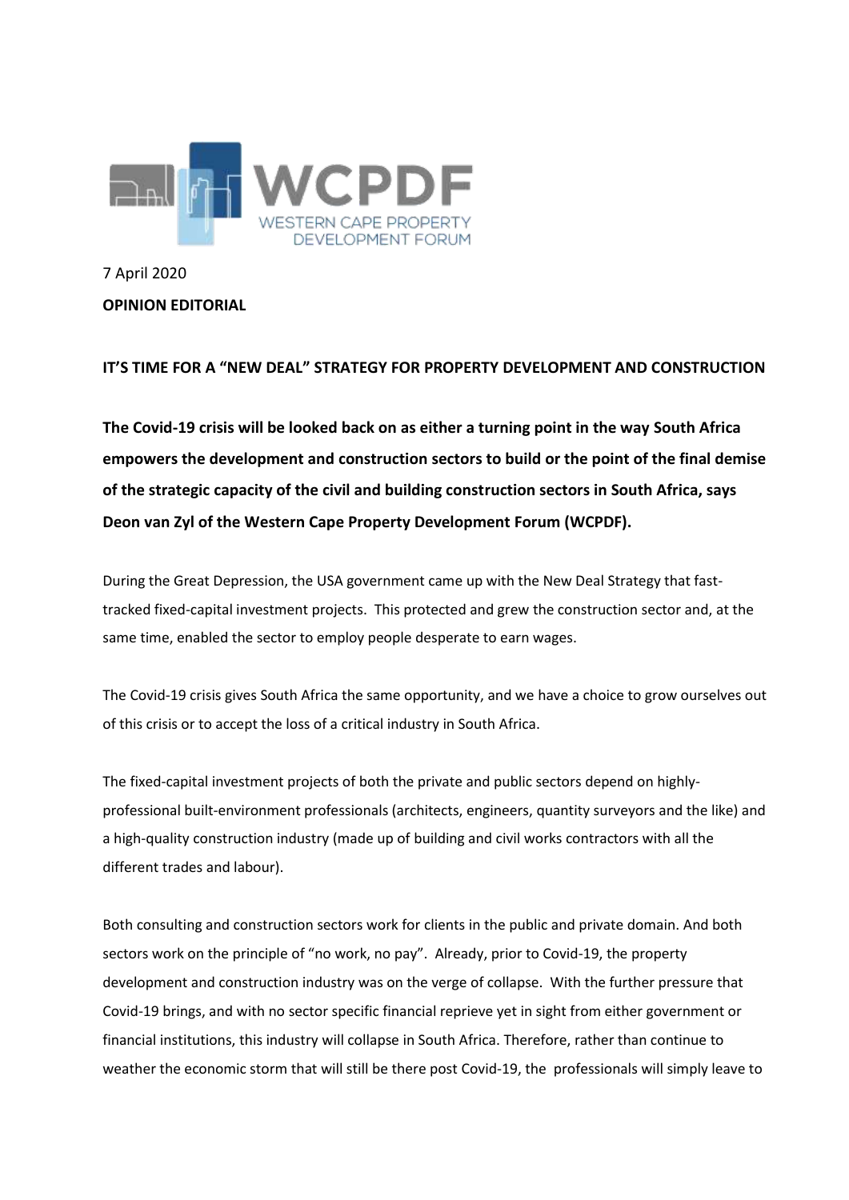WCPDF
WESTERN CAPE PROPERTY DEVELOPMENT FORUM

7 April 2020

**OPINION EDITORIAL**

# IT'S TIME FOR A "NEW DEAL" STRATEGY FOR PROPERTY DEVELOPMENT AND CONSTRUCTION

**The Covid-19 crisis will be looked back on as either a turning point in the way South Africa empowers the development and construction sectors to build or the point of the final demise of the strategic capacity of the civil and building construction sectors in South Africa, says Deon van Zyl of the Western Cape Property Development Forum (WCPDF).**

During the Great Depression, the USA government came up with the New Deal Strategy that fast-tracked fixed-capital investment projects. This protected and grew the construction sector and, at the same time, enabled the sector to employ people desperate to earn wages.

The Covid-19 crisis gives South Africa the same opportunity, and we have a choice to grow ourselves out of this crisis or to accept the loss of a critical industry in South Africa.

The fixed-capital investment projects of both the private and public sectors depend on highly-professional built-environment professionals (architects, engineers, quantity surveyors and the like) and a high-quality construction industry (made up of building and civil works contractors with all the different trades and labour).

Both consulting and construction sectors work for clients in the public and private domain. And both sectors work on the principle of "no work, no pay". Already, prior to Covid-19, the property development and construction industry was on the verge of collapse. With the further pressure that Covid-19 brings, and with no sector specific financial reprieve yet in sight from either government or financial institutions, this industry will collapse in South Africa. Therefore, rather than continue to weather the economic storm that will still be there post Covid-19, the professionals will simply leave to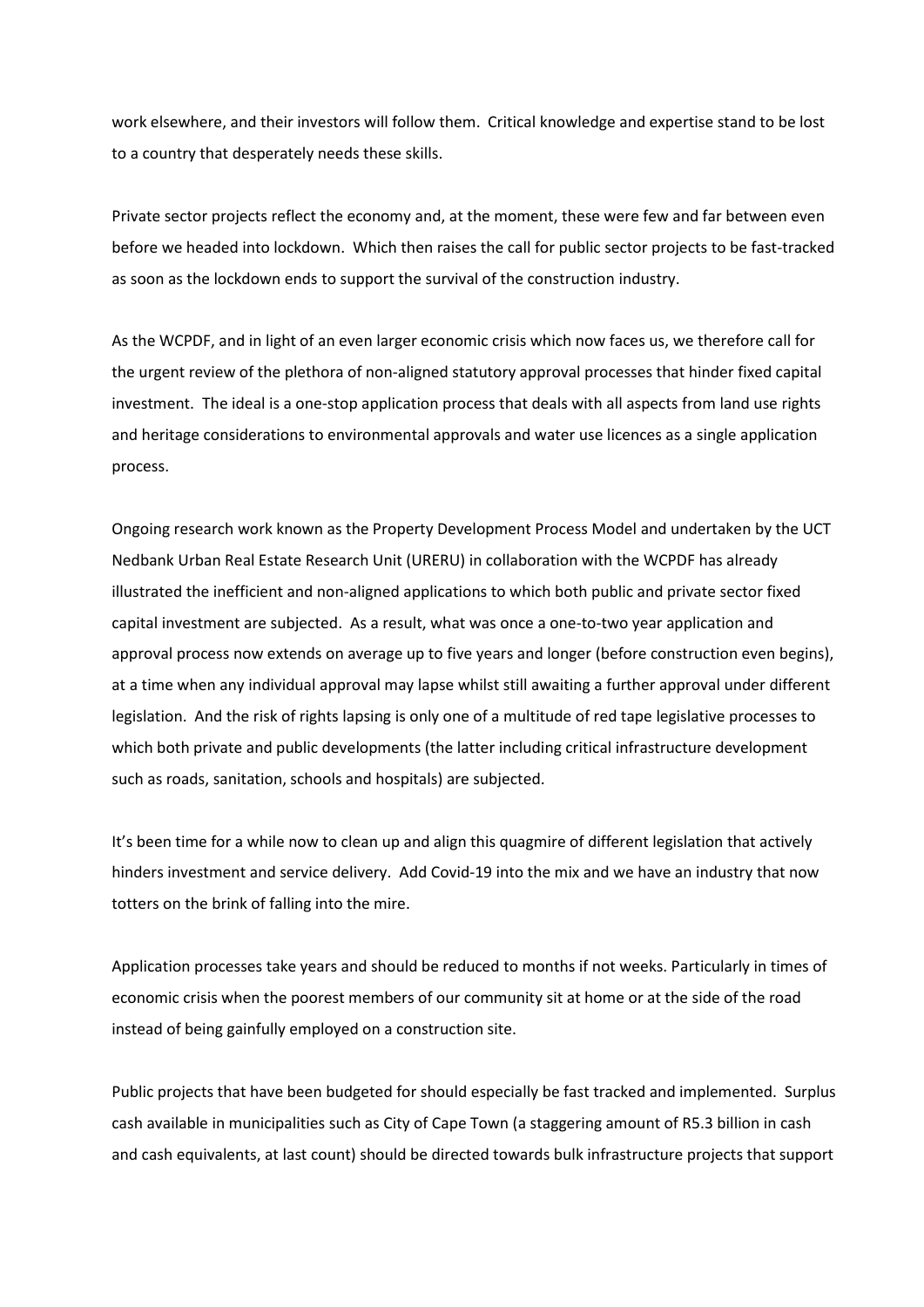work elsewhere, and their investors will follow them. Critical knowledge and expertise stand to be lost to a country that desperately needs these skills.

Private sector projects reflect the economy and, at the moment, these were few and far between even before we headed into lockdown. Which then raises the call for public sector projects to be fast-tracked as soon as the lockdown ends to support the survival of the construction industry.

As the WCPDF, and in light of an even larger economic crisis which now faces us, we therefore call for the urgent review of the plethora of non-aligned statutory approval processes that hinder fixed capital investment. The ideal is a one-stop application process that deals with all aspects from land use rights and heritage considerations to environmental approvals and water use licences as a single application process.

Ongoing research work known as the Property Development Process Model and undertaken by the UCT Nedbank Urban Real Estate Research Unit (URERU) in collaboration with the WCPDF has already illustrated the inefficient and non-aligned applications to which both public and private sector fixed capital investment are subjected. As a result, what was once a one-to-two year application and approval process now extends on average up to five years and longer (before construction even begins), at a time when any individual approval may lapse whilst still awaiting a further approval under different legislation. And the risk of rights lapsing is only one of a multitude of red tape legislative processes to which both private and public developments (the latter including critical infrastructure development such as roads, sanitation, schools and hospitals) are subjected.

It's been time for a while now to clean up and align this quagmire of different legislation that actively hinders investment and service delivery. Add Covid-19 into the mix and we have an industry that now totters on the brink of falling into the mire.

Application processes take years and should be reduced to months if not weeks. Particularly in times of economic crisis when the poorest members of our community sit at home or at the side of the road instead of being gainfully employed on a construction site.

Public projects that have been budgeted for should especially be fast tracked and implemented. Surplus cash available in municipalities such as City of Cape Town (a staggering amount of R5.3 billion in cash and cash equivalents, at last count) should be directed towards bulk infrastructure projects that support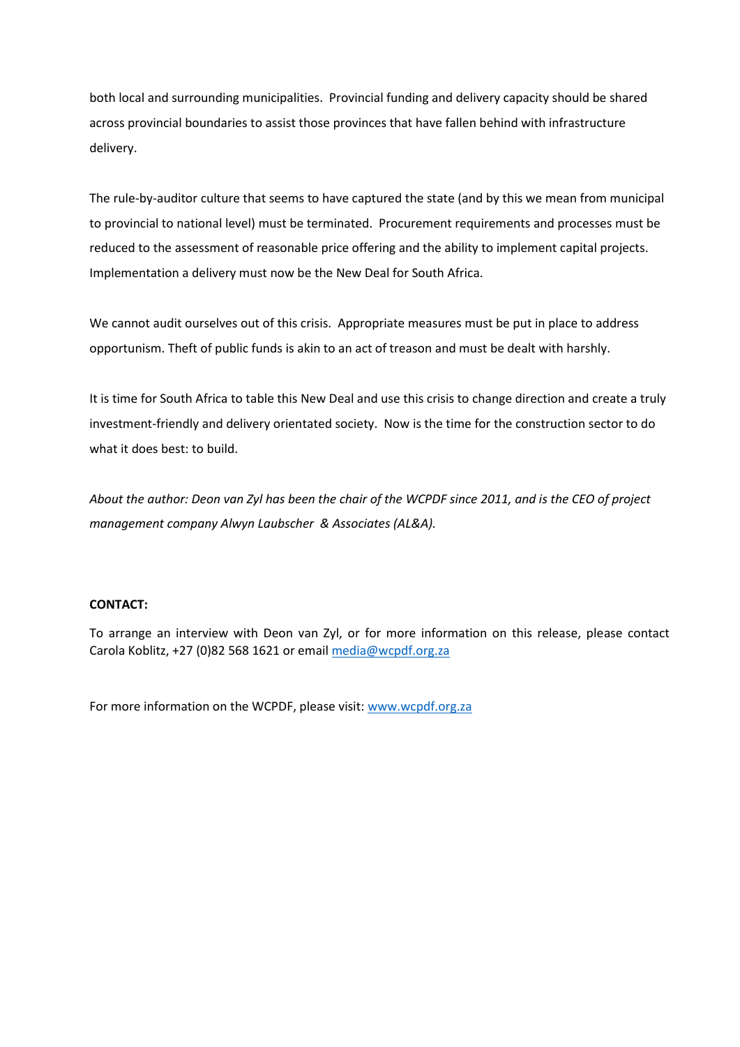both local and surrounding municipalities. Provincial funding and delivery capacity should be shared across provincial boundaries to assist those provinces that have fallen behind with infrastructure delivery.

The rule-by-auditor culture that seems to have captured the state (and by this we mean from municipal to provincial to national level) must be terminated. Procurement requirements and processes must be reduced to the assessment of reasonable price offering and the ability to implement capital projects. Implementation a delivery must now be the New Deal for South Africa.

We cannot audit ourselves out of this crisis. Appropriate measures must be put in place to address opportunism. Theft of public funds is akin to an act of treason and must be dealt with harshly.

It is time for South Africa to table this New Deal and use this crisis to change direction and create a truly investment-friendly and delivery orientated society. Now is the time for the construction sector to do what it does best: to build.

*About the author: Deon van Zyl has been the chair of the WCPDF since 2011, and is the CEO of project management company Alwyn Laubscher & Associates (AL&A).*

**CONTACT:**

To arrange an interview with Deon van Zyl, or for more information on this release, please contact Carola Koblitz, +27 (0)82 568 1621 or email media@wcpdf.org.za

For more information on the WCPDF, please visit: www.wcpdf.org.za